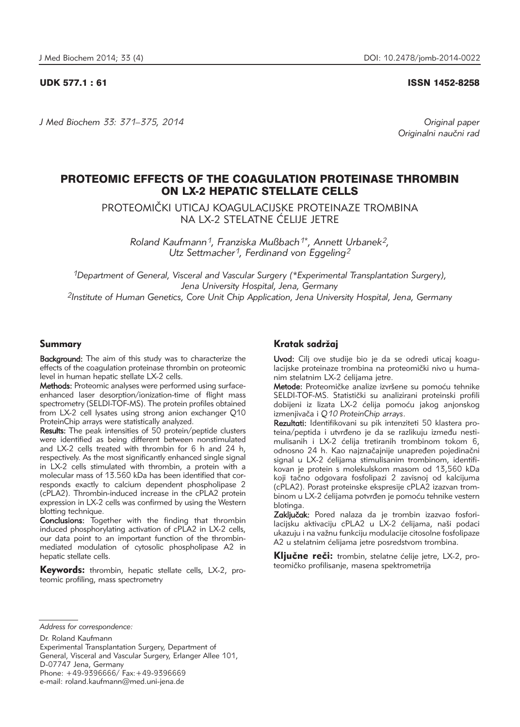UDK 577.1 : 61 ISSN 1452-8258

*J Med Biochem 33: 371–375, 2014*

*Original paper*
*Originalni naučni rad*

# PROTEOMIC EFFECTS OF THE COAGULATION PROTEINASE THROMBIN ON LX-2 HEPATIC STELLATE CELLS

## PROTEOMIČKI UTICAJ KOAGULACIJSKE PROTEINAZE TROMBINA NA LX-2 STELATNE ĆELIJE JETRE

*Roland Kaufmann[1], Franziska Mußbach[1*], Annett Urbanek[2], Utz Settmacher[1], Ferdinand von Eggeling[2]*

[1]*Department of General, Visceral and Vascular Surgery (*Experimental Transplantation Surgery), Jena University Hospital, Jena, Germany*
[2]*Institute of Human Genetics, Core Unit Chip Application, Jena University Hospital, Jena, Germany*

### Summary

**Background:** The aim of this study was to characterize the effects of the coagulation proteinase thrombin on proteomic level in human hepatic stellate LX-2 cells.

**Methods:** Proteomic analyses were performed using surface-enhanced laser desorption/ionization-time of flight mass spectrometry (SELDI-TOF-MS). The protein profiles obtained from LX-2 cell lysates using strong anion exchanger Q10 ProteinChip arrays were statistically analyzed.

**Results:** The peak intensities of 50 protein/peptide clusters were identified as being different between nonstimulated and LX-2 cells treated with thrombin for 6 h and 24 h, respectively. As the most significantly enhanced single signal in LX-2 cells stimulated with thrombin, a protein with a molecular mass of 13.560 kDa has been identified that corresponds exactly to calcium dependent phospholipase 2 (cPLA2). Thrombin-induced increase in the cPLA2 protein expression in LX-2 cells was confirmed by using the Western blotting technique.

**Conclusions:** Together with the finding that thrombin induced phosphorylating activation of cPLA2 in LX-2 cells, our data point to an important function of the thrombin-mediated modulation of cytosolic phospholipase A2 in hepatic stellate cells.

**Keywords:** thrombin, hepatic stellate cells, LX-2, proteomic profiling, mass spectrometry

### Kratak sadržaj

**Uvod:** Cilj ove studije bio je da se odredi uticaj koagulacijske proteinaze trombina na proteomički nivo u humanim stelatnim LX-2 ćelijama jetre.

**Metode:** Proteomičke analize izvršene su pomoću tehnike SELDI-TOF-MS. Statistički su analizirani proteinski profili dobijeni iz lizata LX-2 ćelija pomoću jakog anjonskog izmenjivača i *Q10 ProteinChip arrays*.

**Rezultati:** Identifikovani su pik intenziteti 50 klastera proteina/peptida i utvrđeno je da se razlikuju između nestimulisanih i LX-2 ćelija tretiranih trombinom tokom 6, odnosno 24 h. Kao najznačajnije unapređen pojedinačni signal u LX-2 ćelijama stimulisanim trombinom, identifikovan je protein s molekulskom masom od 13,560 kDa koji tačno odgovara fosfolipazi 2 zavisnoj od kalcijuma (cPLA2). Porast proteinske ekspresije cPLA2 izazvan trombinom u LX-2 ćelijama potvrđen je pomoću tehnike vestern blotinga.

**Zaključak:** Pored nalaza da je trombin izazvao fosforilacijsku aktivaciju cPLA2 u LX-2 ćelijama, naši podaci ukazuju i na važnu funkciju modulacije citosolne fosfolipaze A2 u stelatnim ćelijama jetre posredstvom trombina.

**Ključne reči:** trombin, stelatne ćelije jetre, LX-2, proteomičko profilisanje, masena spektrometrija

*Address for correspondence:*

Dr. Roland Kaufmann
Experimental Transplantation Surgery, Department of General, Visceral and Vascular Surgery, Erlanger Allee 101, D-07747 Jena, Germany
Phone: +49-9396666/ Fax:+49-9396669
e-mail: roland.kaufmann@med.uni-jena.de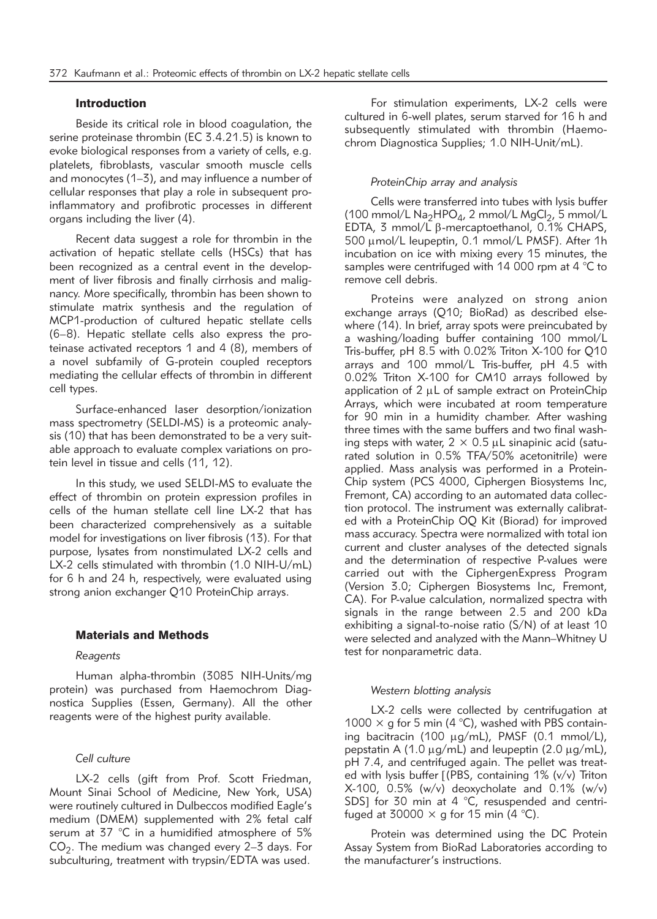## Introduction

Beside its critical role in blood coagulation, the serine proteinase thrombin (EC 3.4.21.5) is known to evoke biological responses from a variety of cells, e.g. platelets, fibroblasts, vascular smooth muscle cells and monocytes (1–3), and may influence a number of cellular responses that play a role in subsequent proinflammatory and profibrotic processes in different organs including the liver (4).

Recent data suggest a role for thrombin in the activation of hepatic stellate cells (HSCs) that has been recognized as a central event in the development of liver fibrosis and finally cirrhosis and malignancy. More specifically, thrombin has been shown to stimulate matrix synthesis and the regulation of MCP1-production of cultured hepatic stellate cells (6–8). Hepatic stellate cells also express the proteinase activated receptors 1 and 4 (8), members of a novel subfamily of G-protein coupled receptors mediating the cellular effects of thrombin in different cell types.

Surface-enhanced laser desorption/ionization mass spectrometry (SELDI-MS) is a proteomic analysis (10) that has been demonstrated to be a very suitable approach to evaluate complex variations on protein level in tissue and cells (11, 12).

In this study, we used SELDI-MS to evaluate the effect of thrombin on protein expression profiles in cells of the human stellate cell line LX-2 that has been characterized comprehensively as a suitable model for investigations on liver fibrosis (13). For that purpose, lysates from nonstimulated LX-2 cells and LX-2 cells stimulated with thrombin (1.0 NIH-U/mL) for 6 h and 24 h, respectively, were evaluated using strong anion exchanger Q10 ProteinChip arrays.

## Materials and Methods

### *Reagents*

Human alpha-thrombin (3085 NIH-Units/mg protein) was purchased from Haemochrom Diagnostica Supplies (Essen, Germany). All the other reagents were of the highest purity available.

### *Cell culture*

LX-2 cells (gift from Prof. Scott Friedman, Mount Sinai School of Medicine, New York, USA) were routinely cultured in Dulbeccos modified Eagle's medium (DMEM) supplemented with 2% fetal calf serum at 37 °C in a humidified atmosphere of 5% $CO_2$. The medium was changed every 2–3 days. For subculturing, treatment with trypsin/EDTA was used.

For stimulation experiments, LX-2 cells were cultured in 6-well plates, serum starved for 16 h and subsequently stimulated with thrombin (Haemochrom Diagnostica Supplies; 1.0 NIH-Unit/mL).

### *ProteinChip array and analysis*

Cells were transferred into tubes with lysis buffer (100 mmol/L $Na_2HPO_4$, 2 mmol/L $MgCl_2$, 5 mmol/L EDTA, 3 mmol/L β-mercaptoethanol, 0.1% CHAPS, 500 μmol/L leupeptin, 0.1 mmol/L PMSF). After 1h incubation on ice with mixing every 15 minutes, the samples were centrifuged with 14 000 rpm at 4 °C to remove cell debris.

Proteins were analyzed on strong anion exchange arrays (Q10; BioRad) as described elsewhere (14). In brief, array spots were preincubated by a washing/loading buffer containing 100 mmol/L Tris-buffer, pH 8.5 with 0.02% Triton X-100 for Q10 arrays and 100 mmol/L Tris-buffer, pH 4.5 with 0.02% Triton X-100 for CM10 arrays followed by application of 2 μL of sample extract on ProteinChip Arrays, which were incubated at room temperature for 90 min in a humidity chamber. After washing three times with the same buffers and two final washing steps with water, 2 × 0.5 μL sinapinic acid (saturated solution in 0.5% TFA/50% acetonitrile) were applied. Mass analysis was performed in a ProteinChip system (PCS 4000, Ciphergen Biosystems Inc, Fremont, CA) according to an automated data collection protocol. The instrument was externally calibrated with a ProteinChip OQ Kit (Biorad) for improved mass accuracy. Spectra were normalized with total ion current and cluster analyses of the detected signals and the determination of respective P-values were carried out with the CiphergenExpress Program (Version 3.0; Ciphergen Biosystems Inc, Fremont, CA). For P-value calculation, normalized spectra with signals in the range between 2.5 and 200 kDa exhibiting a signal-to-noise ratio (S/N) of at least 10 were selected and analyzed with the Mann–Whitney U test for nonparametric data.

### *Western blotting analysis*

LX-2 cells were collected by centrifugation at 1000 × g for 5 min (4 °C), washed with PBS containing bacitracin (100 μg/mL), PMSF (0.1 mmol/L), pepstatin A (1.0 μg/mL) and leupeptin (2.0 μg/mL), pH 7.4, and centrifuged again. The pellet was treated with lysis buffer [(PBS, containing 1% (v/v) Triton X-100, 0.5% (w/v) deoxycholate and 0.1% (w/v) SDS] for 30 min at 4 °C, resuspended and centrifuged at 30000 × g for 15 min (4 °C).

Protein was determined using the DC Protein Assay System from BioRad Laboratories according to the manufacturer's instructions.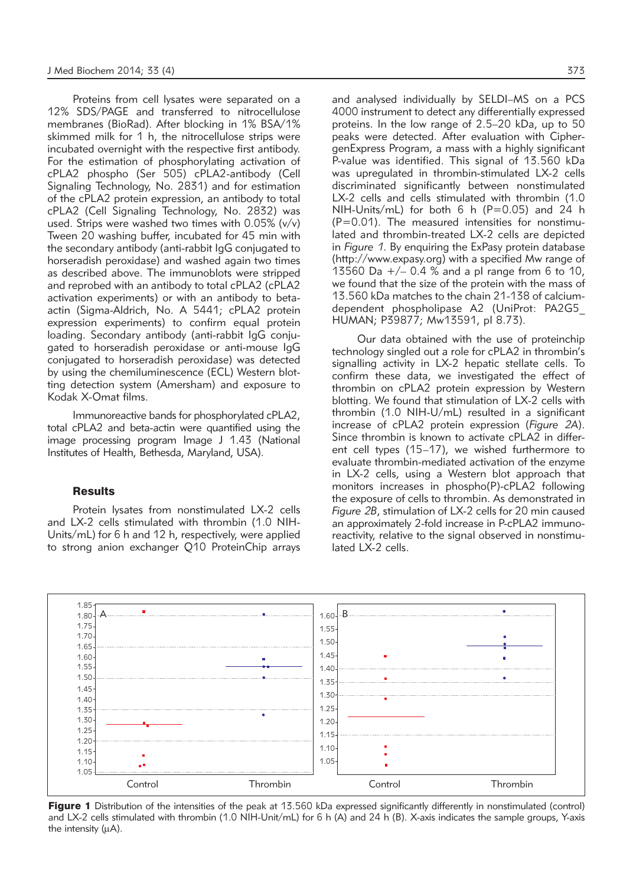Proteins from cell lysates were separated on a 12% SDS/PAGE and transferred to nitrocellulose membranes (BioRad). After blocking in 1% BSA/1% skimmed milk for 1 h, the nitrocellulose strips were incubated overnight with the respective first antibody. For the estimation of phosphorylating activation of cPLA2 phospho (Ser 505) cPLA2-antibody (Cell Signaling Technology, No. 2831) and for estimation of the cPLA2 protein expression, an antibody to total cPLA2 (Cell Signaling Technology, No. 2832) was used. Strips were washed two times with 0.05% (v/v) Tween 20 washing buffer, incubated for 45 min with the secondary antibody (anti-rabbit IgG conjugated to horseradish peroxidase) and washed again two times as described above. The immunoblots were stripped and reprobed with an antibody to total cPLA2 (cPLA2 activation experiments) or with an antibody to beta-actin (Sigma-Aldrich, No. A 5441; cPLA2 protein expression experiments) to confirm equal protein loading. Secondary antibody (anti-rabbit IgG conjugated to horseradish peroxidase or anti-mouse IgG conjugated to horseradish peroxidase) was detected by using the chemiluminescence (ECL) Western blotting detection system (Amersham) and exposure to Kodak X-Omat films.

Immunoreactive bands for phosphorylated cPLA2, total cPLA2 and beta-actin were quantified using the image processing program Image J 1.43 (National Institutes of Health, Bethesda, Maryland, USA).

## Results

Protein lysates from nonstimulated LX-2 cells and LX-2 cells stimulated with thrombin (1.0 NIH-Units/mL) for 6 h and 12 h, respectively, were applied to strong anion exchanger Q10 ProteinChip arrays and analysed individually by SELDI–MS on a PCS 4000 instrument to detect any differentially expressed proteins. In the low range of 2.5–20 kDa, up to 50 peaks were detected. After evaluation with CiphergenExpress Program, a mass with a highly significant P-value was identified. This signal of 13.560 kDa was upregulated in thrombin-stimulated LX-2 cells discriminated significantly between nonstimulated LX-2 cells and cells stimulated with thrombin (1.0 NIH-Units/mL) for both 6 h (P=0.05) and 24 h (P=0.01). The measured intensities for nonstimulated and thrombin-treated LX-2 cells are depicted in *Figure 1*. By enquiring the ExPasy protein database (http://www.expasy.org) with a specified Mw range of 13560 Da +/− 0.4 % and a pI range from 6 to 10, we found that the size of the protein with the mass of 13.560 kDa matches to the chain 21-138 of calcium-dependent phospholipase A2 (UniProt: PA2G5_HUMAN; P39877; Mw13591, pI 8.73).

Our data obtained with the use of proteinchip technology singled out a role for cPLA2 in thrombin's signalling activity in LX-2 hepatic stellate cells. To confirm these data, we investigated the effect of thrombin on cPLA2 protein expression by Western blotting. We found that stimulation of LX-2 cells with thrombin (1.0 NIH-U/mL) resulted in a significant increase of cPLA2 protein expression (*Figure 2A*). Since thrombin is known to activate cPLA2 in different cell types (15–17), we wished furthermore to evaluate thrombin-mediated activation of the enzyme in LX-2 cells, using a Western blot approach that monitors increases in phospho(P)-cPLA2 following the exposure of cells to thrombin. As demonstrated in *Figure 2B*, stimulation of LX-2 cells for 20 min caused an approximately 2-fold increase in P-cPLA2 immunoreactivity, relative to the signal observed in nonstimulated LX-2 cells.

**Figure 1** Distribution of the intensities of the peak at 13.560 kDa expressed significantly differently in nonstimulated (control) and LX-2 cells stimulated with thrombin (1.0 NIH-Unit/mL) for 6 h (A) and 24 h (B). X-axis indicates the sample groups, Y-axis the intensity (μA).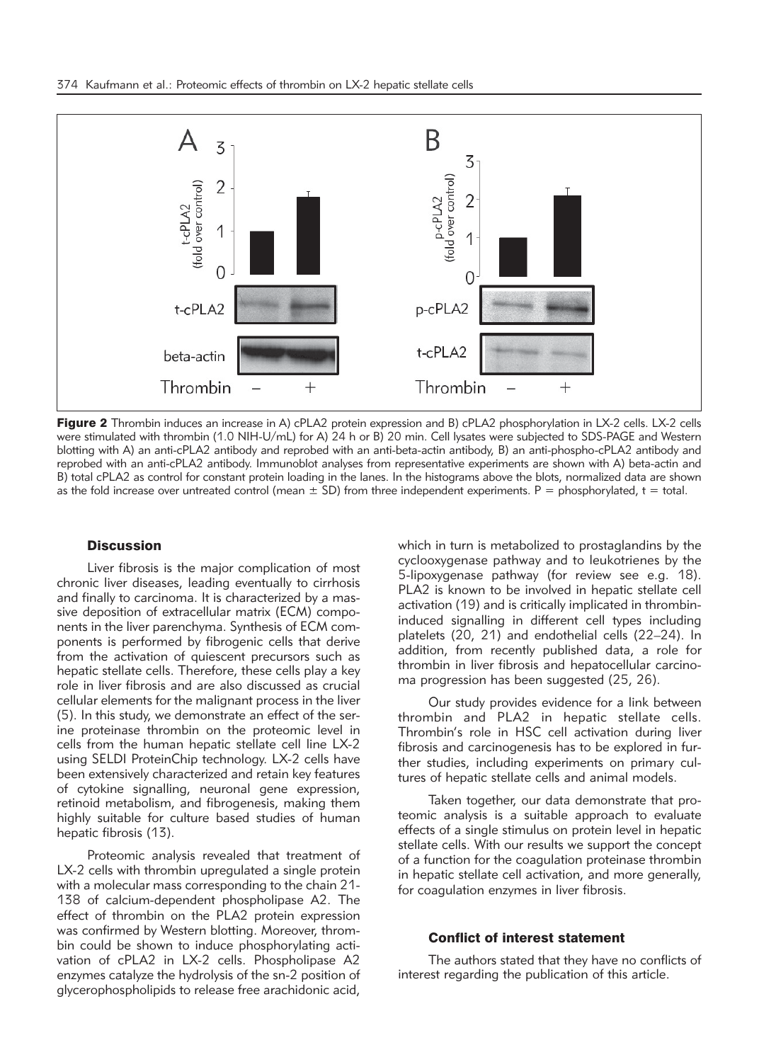**Figure 2** Thrombin induces an increase in A) cPLA2 protein expression and B) cPLA2 phosphorylation in LX-2 cells. LX-2 cells were stimulated with thrombin (1.0 NIH-U/mL) for A) 24 h or B) 20 min. Cell lysates were subjected to SDS-PAGE and Western blotting with A) an anti-cPLA2 antibody and reprobed with an anti-beta-actin antibody, B) an anti-phospho-cPLA2 antibody and reprobed with an anti-cPLA2 antibody. Immunoblot analyses from representative experiments are shown with A) beta-actin and B) total cPLA2 as control for constant protein loading in the lanes. In the histograms above the blots, normalized data are shown as the fold increase over untreated control (mean ± SD) from three independent experiments. P = phosphorylated, t = total.

## Discussion

Liver fibrosis is the major complication of most chronic liver diseases, leading eventually to cirrhosis and finally to carcinoma. It is characterized by a massive deposition of extracellular matrix (ECM) components in the liver parenchyma. Synthesis of ECM components is performed by fibrogenic cells that derive from the activation of quiescent precursors such as hepatic stellate cells. Therefore, these cells play a key role in liver fibrosis and are also discussed as crucial cellular elements for the malignant process in the liver (5). In this study, we demonstrate an effect of the serine proteinase thrombin on the proteomic level in cells from the human hepatic stellate cell line LX-2 using SELDI ProteinChip technology. LX-2 cells have been extensively characterized and retain key features of cytokine signalling, neuronal gene expression, retinoid metabolism, and fibrogenesis, making them highly suitable for culture based studies of human hepatic fibrosis (13).

Proteomic analysis revealed that treatment of LX-2 cells with thrombin upregulated a single protein with a molecular mass corresponding to the chain 21-138 of calcium-dependent phospholipase A2. The effect of thrombin on the PLA2 protein expression was confirmed by Western blotting. Moreover, thrombin could be shown to induce phosphorylating activation of cPLA2 in LX-2 cells. Phospholipase A2 enzymes catalyze the hydrolysis of the sn-2 position of glycerophospholipids to release free arachidonic acid, which in turn is metabolized to prostaglandins by the cyclooxygenase pathway and to leukotrienes by the 5-lipoxygenase pathway (for review see e.g. 18). PLA2 is known to be involved in hepatic stellate cell activation (19) and is critically implicated in thrombin-induced signalling in different cell types including platelets (20, 21) and endothelial cells (22–24). In addition, from recently published data, a role for thrombin in liver fibrosis and hepatocellular carcinoma progression has been suggested (25, 26).

Our study provides evidence for a link between thrombin and PLA2 in hepatic stellate cells. Thrombin's role in HSC cell activation during liver fibrosis and carcinogenesis has to be explored in further studies, including experiments on primary cultures of hepatic stellate cells and animal models.

Taken together, our data demonstrate that proteomic analysis is a suitable approach to evaluate effects of a single stimulus on protein level in hepatic stellate cells. With our results we support the concept of a function for the coagulation proteinase thrombin in hepatic stellate cell activation, and more generally, for coagulation enzymes in liver fibrosis.

### Conflict of interest statement

The authors stated that they have no conflicts of interest regarding the publication of this article.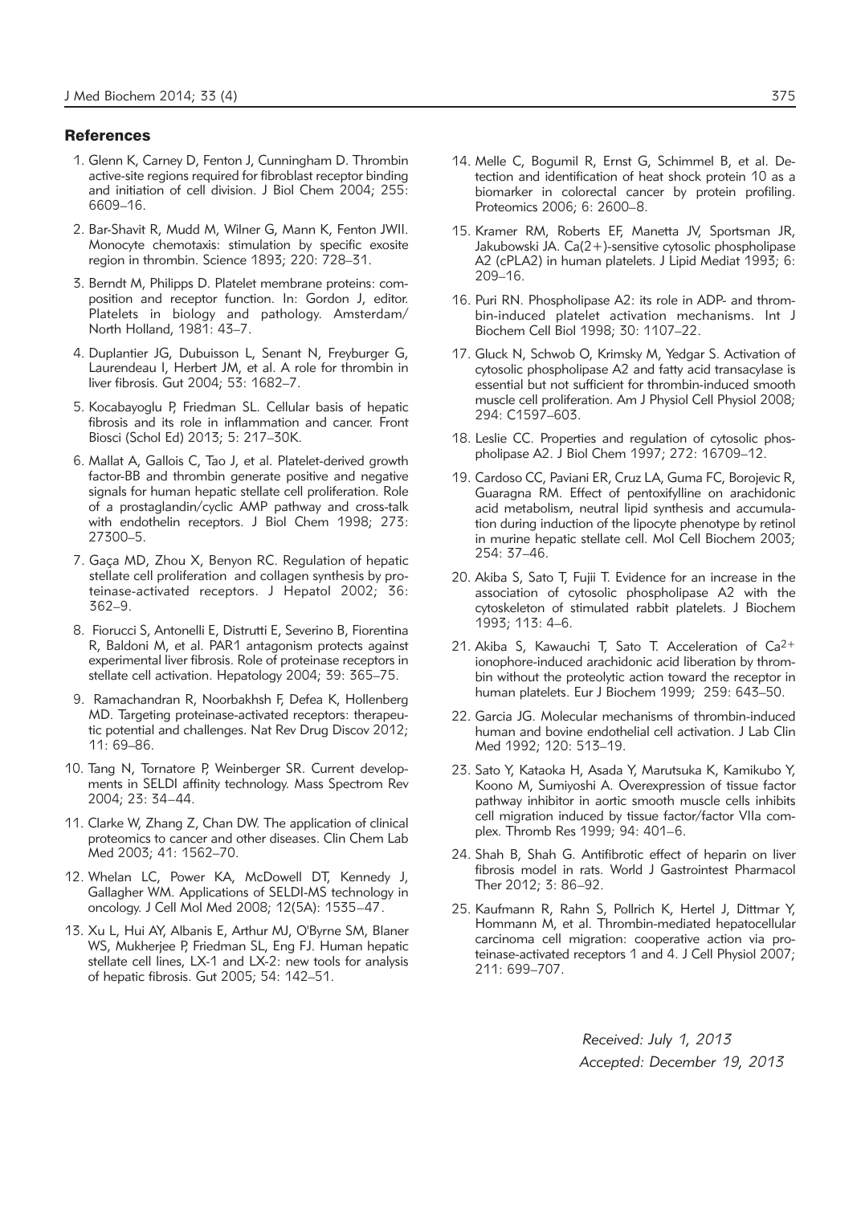## References

1. Glenn K, Carney D, Fenton J, Cunningham D. Thrombin active-site regions required for fibroblast receptor binding and initiation of cell division. J Biol Chem 2004; 255: 6609–16.
2. Bar-Shavit R, Mudd M, Wilner G, Mann K, Fenton JWII. Monocyte chemotaxis: stimulation by specific exosite region in thrombin. Science 1893; 220: 728–31.
3. Berndt M, Philipps D. Platelet membrane proteins: composition and receptor function. In: Gordon J, editor. Platelets in biology and pathology. Amsterdam/ North Holland, 1981: 43–7.
4. Duplantier JG, Dubuisson L, Senant N, Freyburger G, Laurendeau I, Herbert JM, et al. A role for thrombin in liver fibrosis. Gut 2004; 53: 1682–7.
5. Kocabayoglu P, Friedman SL. Cellular basis of hepatic fibrosis and its role in inflammation and cancer. Front Biosci (Schol Ed) 2013; 5: 217–30K.
6. Mallat A, Gallois C, Tao J, et al. Platelet-derived growth factor-BB and thrombin generate positive and negative signals for human hepatic stellate cell proliferation. Role of a prostaglandin/cyclic AMP pathway and cross-talk with endothelin receptors. J Biol Chem 1998; 273: 27300–5.
7. Gaça MD, Zhou X, Benyon RC. Regulation of hepatic stellate cell proliferation and collagen synthesis by proteinase-activated receptors. J Hepatol 2002; 36: 362–9.
8. Fiorucci S, Antonelli E, Distrutti E, Severino B, Fiorentina R, Baldoni M, et al. PAR1 antagonism protects against experimental liver fibrosis. Role of proteinase receptors in stellate cell activation. Hepatology 2004; 39: 365–75.
9. Ramachandran R, Noorbakhsh F, Defea K, Hollenberg MD. Targeting proteinase-activated receptors: therapeutic potential and challenges. Nat Rev Drug Discov 2012; 11: 69–86.
10. Tang N, Tornatore P, Weinberger SR. Current developments in SELDI affinity technology. Mass Spectrom Rev 2004; 23: 34–44.
11. Clarke W, Zhang Z, Chan DW. The application of clinical proteomics to cancer and other diseases. Clin Chem Lab Med 2003; 41: 1562–70.
12. Whelan LC, Power KA, McDowell DT, Kennedy J, Gallagher WM. Applications of SELDI-MS technology in oncology. J Cell Mol Med 2008; 12(5A): 1535–47.
13. Xu L, Hui AY, Albanis E, Arthur MJ, O'Byrne SM, Blaner WS, Mukherjee P, Friedman SL, Eng FJ. Human hepatic stellate cell lines, LX-1 and LX-2: new tools for analysis of hepatic fibrosis. Gut 2005; 54: 142–51.
14. Melle C, Bogumil R, Ernst G, Schimmel B, et al. Detection and identification of heat shock protein 10 as a biomarker in colorectal cancer by protein profiling. Proteomics 2006; 6: 2600–8.
15. Kramer RM, Roberts EF, Manetta JV, Sportsman JR, Jakubowski JA. Ca(2+)-sensitive cytosolic phospholipase A2 (cPLA2) in human platelets. J Lipid Mediat 1993; 6: 209–16.
16. Puri RN. Phospholipase A2: its role in ADP- and thrombin-induced platelet activation mechanisms. Int J Biochem Cell Biol 1998; 30: 1107–22.
17. Gluck N, Schwob O, Krimsky M, Yedgar S. Activation of cytosolic phospholipase A2 and fatty acid transacylase is essential but not sufficient for thrombin-induced smooth muscle cell proliferation. Am J Physiol Cell Physiol 2008; 294: C1597–603.
18. Leslie CC. Properties and regulation of cytosolic phospholipase A2. J Biol Chem 1997; 272: 16709–12.
19. Cardoso CC, Paviani ER, Cruz LA, Guma FC, Borojevic R, Guaragna RM. Effect of pentoxifylline on arachidonic acid metabolism, neutral lipid synthesis and accumulation during induction of the lipocyte phenotype by retinol in murine hepatic stellate cell. Mol Cell Biochem 2003; 254: 37–46.
20. Akiba S, Sato T, Fujii T. Evidence for an increase in the association of cytosolic phospholipase A2 with the cytoskeleton of stimulated rabbit platelets. J Biochem 1993; 113: 4–6.
21. Akiba S, Kawauchi T, Sato T. Acceleration of $Ca^{2+}$ ionophore-induced arachidonic acid liberation by thrombin without the proteolytic action toward the receptor in human platelets. Eur J Biochem 1999; 259: 643–50.
22. Garcia JG. Molecular mechanisms of thrombin-induced human and bovine endothelial cell activation. J Lab Clin Med 1992; 120: 513–19.
23. Sato Y, Kataoka H, Asada Y, Marutsuka K, Kamikubo Y, Koono M, Sumiyoshi A. Overexpression of tissue factor pathway inhibitor in aortic smooth muscle cells inhibits cell migration induced by tissue factor/factor VIIa complex. Thromb Res 1999; 94: 401–6.
24. Shah B, Shah G. Antifibrotic effect of heparin on liver fibrosis model in rats. World J Gastrointest Pharmacol Ther 2012; 3: 86–92.
25. Kaufmann R, Rahn S, Pollrich K, Hertel J, Dittmar Y, Hommann M, et al. Thrombin-mediated hepatocellular carcinoma cell migration: cooperative action via proteinase-activated receptors 1 and 4. J Cell Physiol 2007; 211: 699–707.

*Received: July 1, 2013*
*Accepted: December 19, 2013*